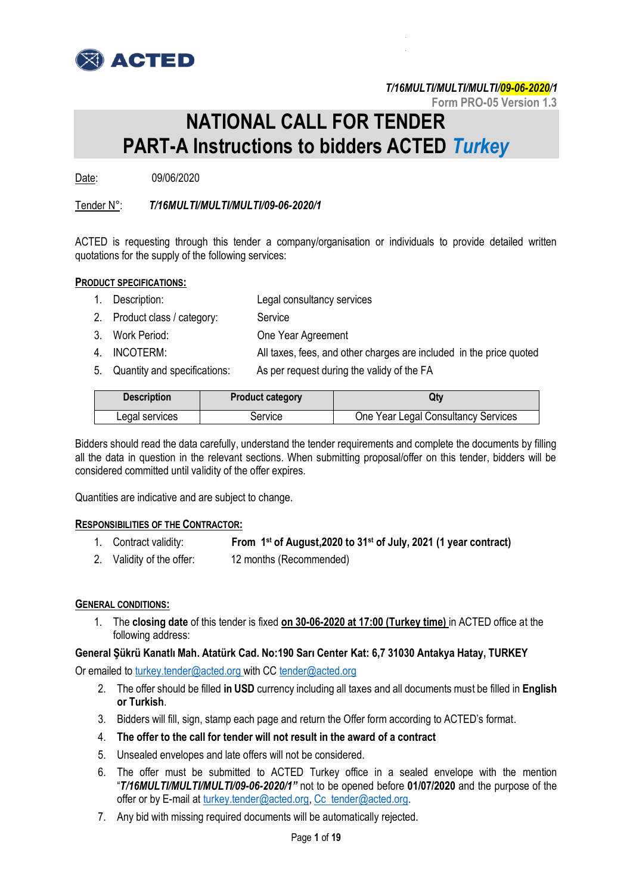**T/16MULTI/MULTI/MULTI/09-06-2020/1**

Form PRO-05 Version 1.3

# NATIONAL CALL FOR TENDER
# PART-A Instructions to bidders ACTED *Turkey*

Date: 09/06/2020

Tender N°: ***T/16MULTI/MULTI/MULTI/09-06-2020/1***

ACTED is requesting through this tender a company/organisation or individuals to provide detailed written quotations for the supply of the following services:

**PRODUCT SPECIFICATIONS:**

1. Description: Legal consultancy services
2. Product class / category: Service
3. Work Period: One Year Agreement
4. INCOTERM: All taxes, fees, and other charges are included in the price quoted
5. Quantity and specifications: As per request during the validy of the FA

| Description | Product category | Qty |
|---|---|---|
| Legal services | Service | One Year Legal Consultancy Services |

Bidders should read the data carefully, understand the tender requirements and complete the documents by filling all the data in question in the relevant sections. When submitting proposal/offer on this tender, bidders will be considered committed until validity of the offer expires.

Quantities are indicative and are subject to change.

**RESPONSIBILITIES OF THE CONTRACTOR:**

1. Contract validity: **From 1st of August,2020 to 31st of July, 2021 (1 year contract)**
2. Validity of the offer: 12 months (Recommended)

**GENERAL CONDITIONS:**

1. The **closing date** of this tender is fixed **on 30-06-2020 at 17:00 (Turkey time)** in ACTED office at the following address:

**General Şükrü Kanatlı Mah. Atatürk Cad. No:190 Sarı Center Kat: 6,7 31030 Antakya Hatay, TURKEY**

Or emailed to turkey.tender@acted.org with CC tender@acted.org

2. The offer should be filled **in USD** currency including all taxes and all documents must be filled in **English or Turkish**.
3. Bidders will fill, sign, stamp each page and return the Offer form according to ACTED's format.
4. **The offer to the call for tender will not result in the award of a contract**
5. Unsealed envelopes and late offers will not be considered.
6. The offer must be submitted to ACTED Turkey office in a sealed envelope with the mention "***T/16MULTI/MULTI/MULTI/09-06-2020/1"*** not to be opened before **01/07/2020** and the purpose of the offer or by E-mail at turkey.tender@acted.org, Cc tender@acted.org.
7. Any bid with missing required documents will be automatically rejected.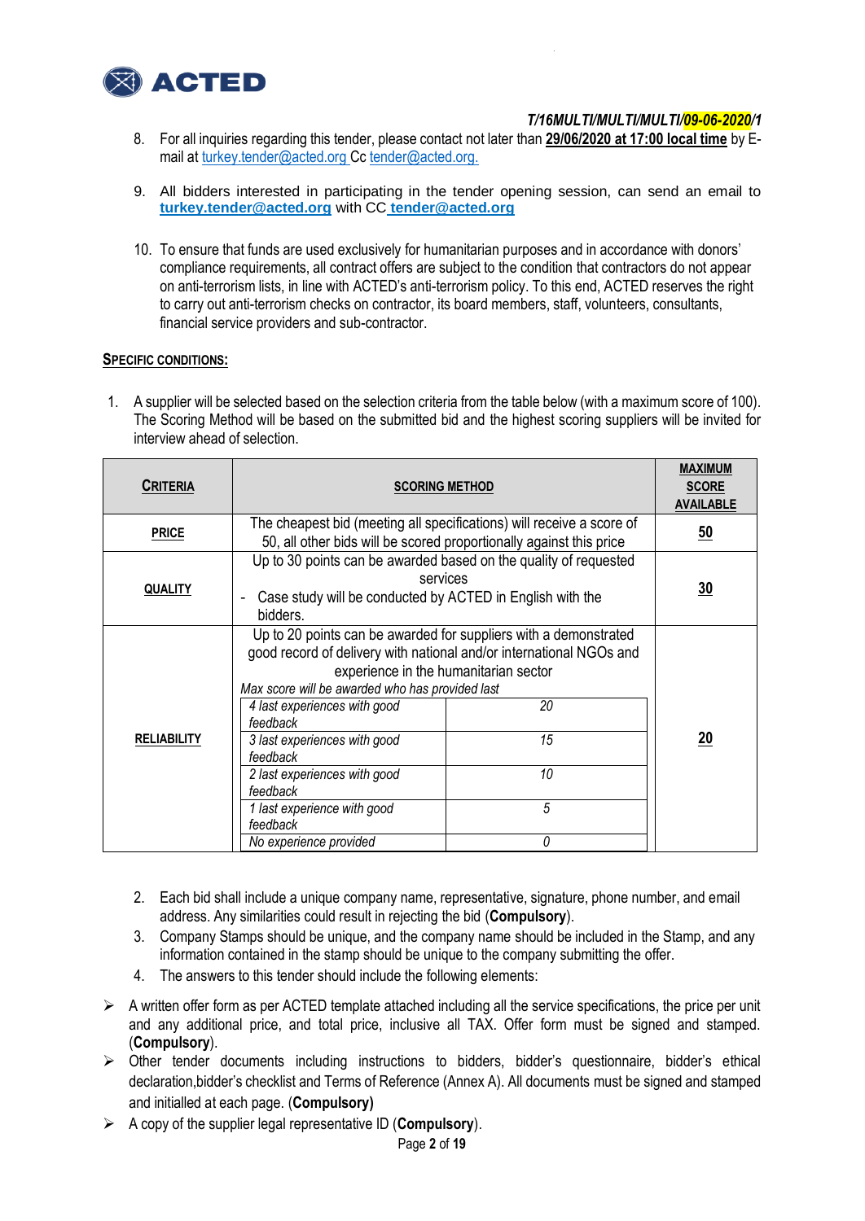T/16MULTI/MULTI/MULTI/09-06-2020/1

8. For all inquiries regarding this tender, please contact not later than **29/06/2020 at 17:00 local time** by E-mail at turkey.tender@acted.org Cc tender@acted.org.

9. All bidders interested in participating in the tender opening session, can send an email to **turkey.tender@acted.org** with CC **tender@acted.org**

10. To ensure that funds are used exclusively for humanitarian purposes and in accordance with donors' compliance requirements, all contract offers are subject to the condition that contractors do not appear on anti-terrorism lists, in line with ACTED's anti-terrorism policy. To this end, ACTED reserves the right to carry out anti-terrorism checks on contractor, its board members, staff, volunteers, consultants, financial service providers and sub-contractor.

**SPECIFIC CONDITIONS:**

1. A supplier will be selected based on the selection criteria from the table below (with a maximum score of 100). The Scoring Method will be based on the submitted bid and the highest scoring suppliers will be invited for interview ahead of selection.

| CRITERIA | SCORING METHOD | MAXIMUM SCORE AVAILABLE |
|---|---|---|
| **PRICE** | The cheapest bid (meeting all specifications) will receive a score of 50, all other bids will be scored proportionally against this price | **50** |
| **QUALITY** | Up to 30 points can be awarded based on the quality of requested services<br>- Case study will be conducted by ACTED in English with the bidders. | **30** |
| **RELIABILITY** | Up to 20 points can be awarded for suppliers with a demonstrated good record of delivery with national and/or international NGOs and experience in the humanitarian sector<br>*Max score will be awarded who has provided last*<br>*4 last experiences with good feedback*: *20*<br>*3 last experiences with good feedback*: *15*<br>*2 last experiences with good feedback*: *10*<br>*1 last experience with good feedback*: *5*<br>*No experience provided*: *0* | **20** |

2. Each bid shall include a unique company name, representative, signature, phone number, and email address. Any similarities could result in rejecting the bid (**Compulsory**).
3. Company Stamps should be unique, and the company name should be included in the Stamp, and any information contained in the stamp should be unique to the company submitting the offer.
4. The answers to this tender should include the following elements:

- A written offer form as per ACTED template attached including all the service specifications, the price per unit and any additional price, and total price, inclusive all TAX. Offer form must be signed and stamped. (**Compulsory**).
- Other tender documents including instructions to bidders, bidder's questionnaire, bidder's ethical declaration,bidder's checklist and Terms of Reference (Annex A). All documents must be signed and stamped and initialled at each page. (**Compulsory)**
- A copy of the supplier legal representative ID (**Compulsory**).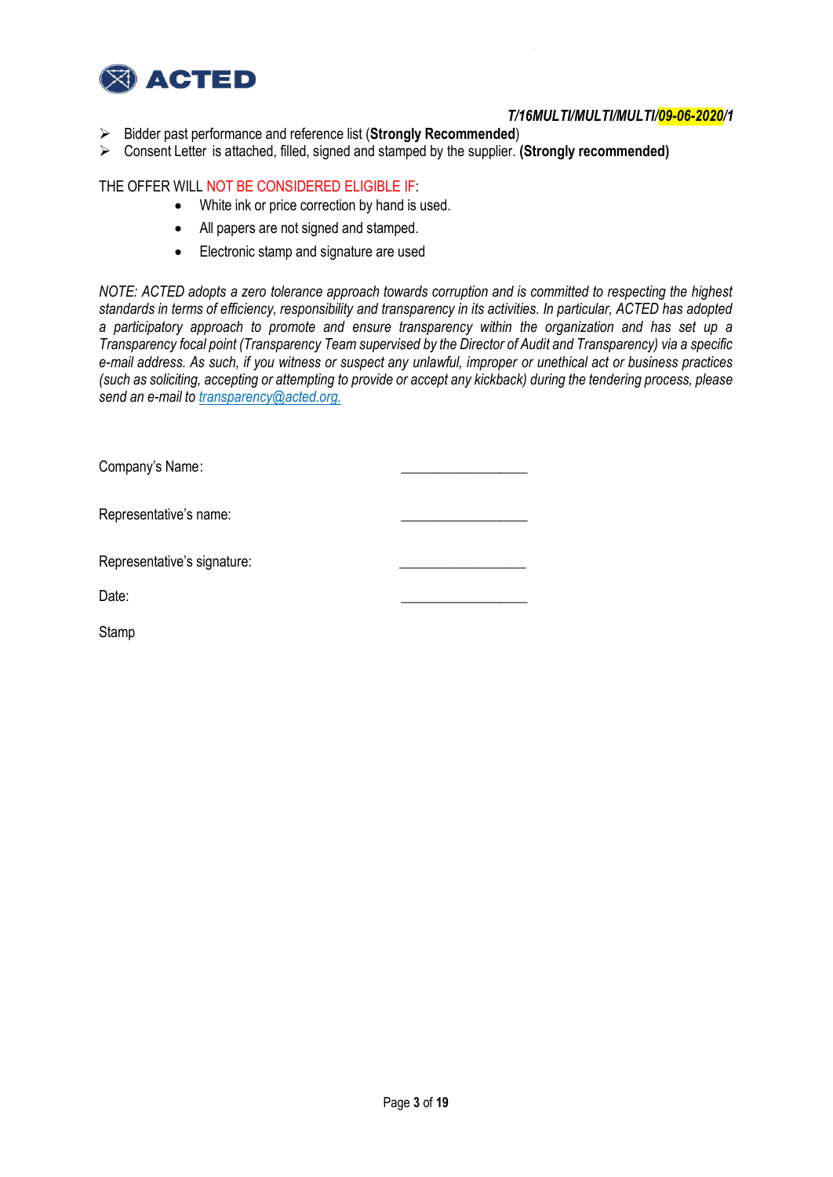*T/16MULTI/MULTI/MULTI/09-06-2020/1*

- Bidder past performance and reference list (**Strongly Recommended**)
- Consent Letter is attached, filled, signed and stamped by the supplier. **(Strongly recommended)**

THE OFFER WILL NOT BE CONSIDERED ELIGIBLE IF:

- White ink or price correction by hand is used.
- All papers are not signed and stamped.
- Electronic stamp and signature are used

*NOTE: ACTED adopts a zero tolerance approach towards corruption and is committed to respecting the highest standards in terms of efficiency, responsibility and transparency in its activities. In particular, ACTED has adopted a participatory approach to promote and ensure transparency within the organization and has set up a Transparency focal point (Transparency Team supervised by the Director of Audit and Transparency) via a specific e-mail address. As such, if you witness or suspect any unlawful, improper or unethical act or business practices (such as soliciting, accepting or attempting to provide or accept any kickback) during the tendering process, please send an e-mail to transparency@acted.org.*

Company's Name: ____________________

Representative's name: ____________________

Representative's signature: ____________________

Date: ____________________

Stamp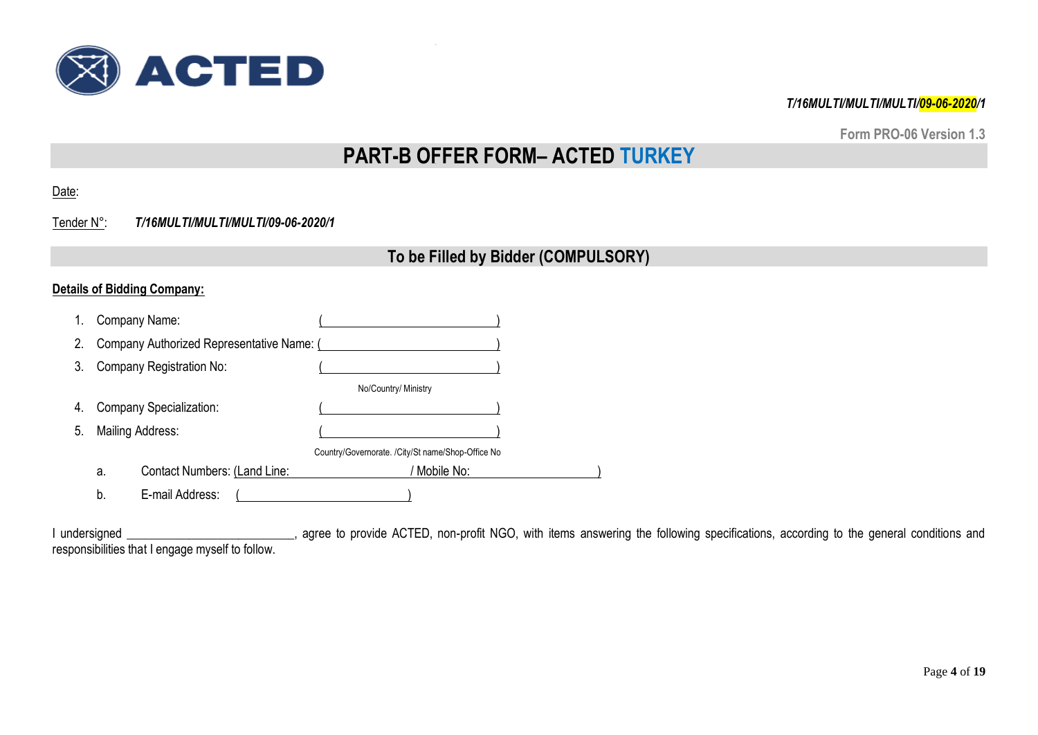*T/16MULTI/MULTI/MULTI/09-06-2020/1*

Form PRO-06 Version 1.3

# PART-B OFFER FORM– ACTED TURKEY

Date:

Tender N°: *T/16MULTI/MULTI/MULTI/09-06-2020/1*

## To be Filled by Bidder (COMPULSORY)

**Details of Bidding Company:**

1. Company Name: (\_\_\_\_\_\_\_\_\_\_\_\_\_\_\_\_\_\_\_\_\_\_\_\_\_\_\_\_)
2. Company Authorized Representative Name: (\_\_\_\_\_\_\_\_\_\_\_\_\_\_\_\_\_\_\_\_\_\_\_\_\_\_\_\_)
3. Company Registration No: (\_\_\_\_\_\_\_\_\_\_\_\_\_\_\_\_\_\_\_\_\_\_\_\_\_\_\_\_)
   No/Country/ Ministry
4. Company Specialization: (\_\_\_\_\_\_\_\_\_\_\_\_\_\_\_\_\_\_\_\_\_\_\_\_\_\_\_\_)
5. Mailing Address: (\_\_\_\_\_\_\_\_\_\_\_\_\_\_\_\_\_\_\_\_\_\_\_\_\_\_\_\_)
   Country/Governorate. /City/St name/Shop-Office No
   a. Contact Numbers: (Land Line: \_\_\_\_\_\_\_\_\_\_\_\_\_\_\_\_\_\_\_\_ / Mobile No: \_\_\_\_\_\_\_\_\_\_\_\_\_\_\_\_\_\_\_\_)
   b. E-mail Address: (\_\_\_\_\_\_\_\_\_\_\_\_\_\_\_\_\_\_\_\_\_\_\_\_\_\_\_\_)

I undersigned \_\_\_\_\_\_\_\_\_\_\_\_\_\_\_\_\_\_\_\_\_\_\_\_\_\_, agree to provide ACTED, non-profit NGO, with items answering the following specifications, according to the general conditions and responsibilities that I engage myself to follow.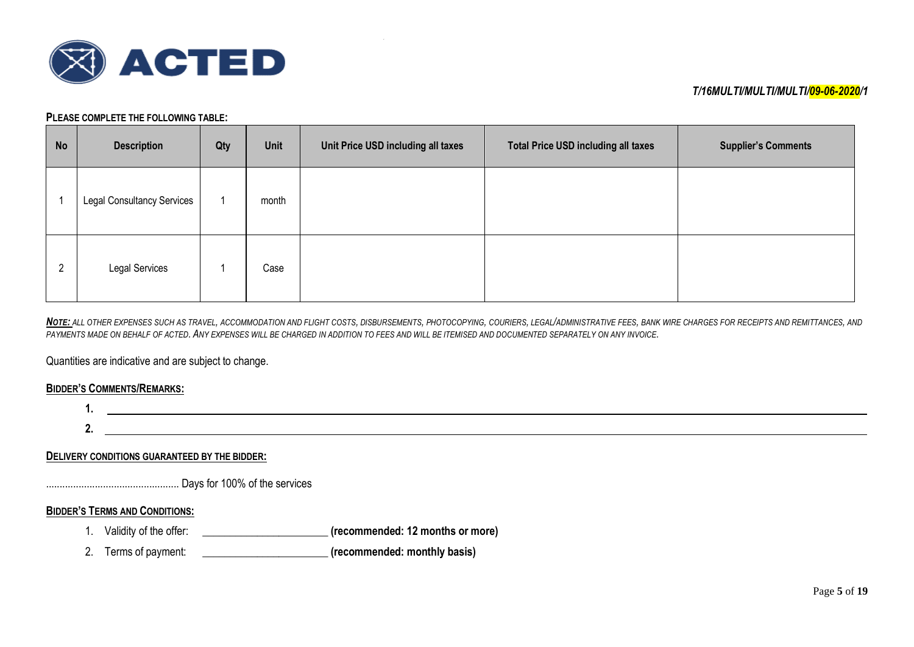*T/16MULTI/MULTI/MULTI/09-06-2020/1*

**PLEASE COMPLETE THE FOLLOWING TABLE:**

| No | Description | Qty | Unit | Unit Price USD including all taxes | Total Price USD including all taxes | Supplier's Comments |
|---|---|---|---|---|---|---|
| 1 | Legal Consultancy Services | 1 | month | | | |
| 2 | Legal Services | 1 | Case | | | |

***NOTE:*** *ALL OTHER EXPENSES SUCH AS TRAVEL, ACCOMMODATION AND FLIGHT COSTS, DISBURSEMENTS, PHOTOCOPYING, COURIERS, LEGAL/ADMINISTRATIVE FEES, BANK WIRE CHARGES FOR RECEIPTS AND REMITTANCES, AND PAYMENTS MADE ON BEHALF OF ACTED. ANY EXPENSES WILL BE CHARGED IN ADDITION TO FEES AND WILL BE ITEMISED AND DOCUMENTED SEPARATELY ON ANY INVOICE.*

Quantities are indicative and are subject to change.

**BIDDER'S COMMENTS/REMARKS:**

1. ______________________________________________________________
2. ______________________________________________________________

**DELIVERY CONDITIONS GUARANTEED BY THE BIDDER:**

................................................. Days for 100% of the services

**BIDDER'S TERMS AND CONDITIONS:**

1. Validity of the offer: ______________________ **(recommended: 12 months or more)**
2. Terms of payment: ______________________ **(recommended: monthly basis)**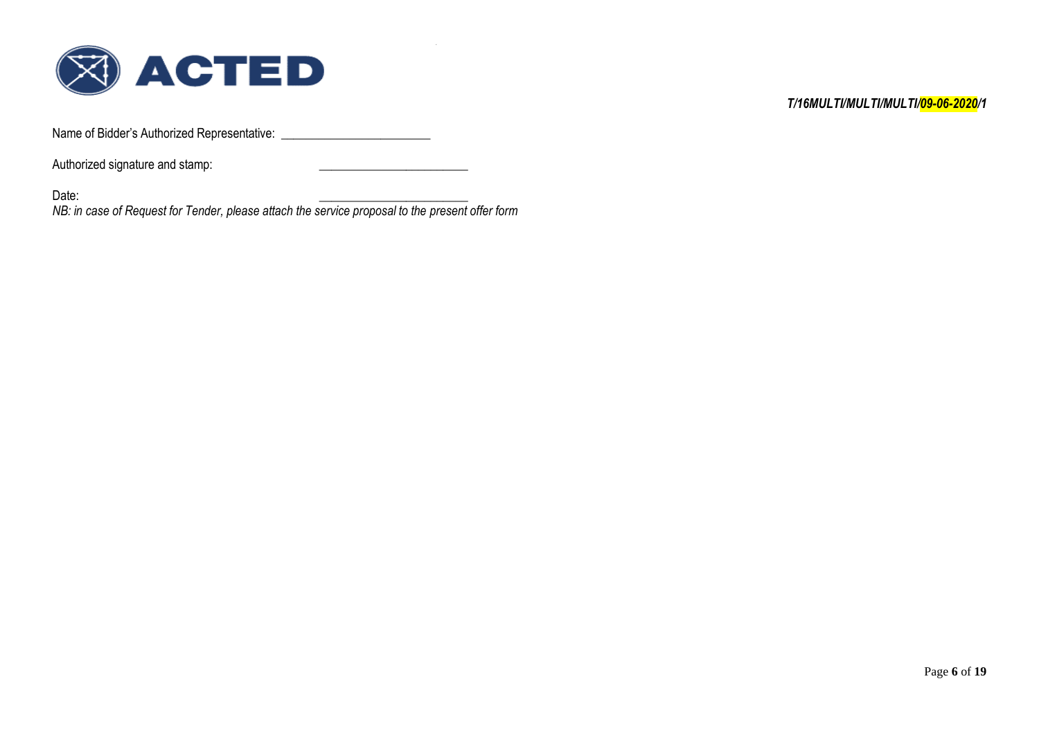*T/16MULTI/MULTI/MULTI/09-06-2020/1*

Name of Bidder's Authorized Representative: ________________________

Authorized signature and stamp: ________________________

Date: ________________________

*NB: in case of Request for Tender, please attach the service proposal to the present offer form*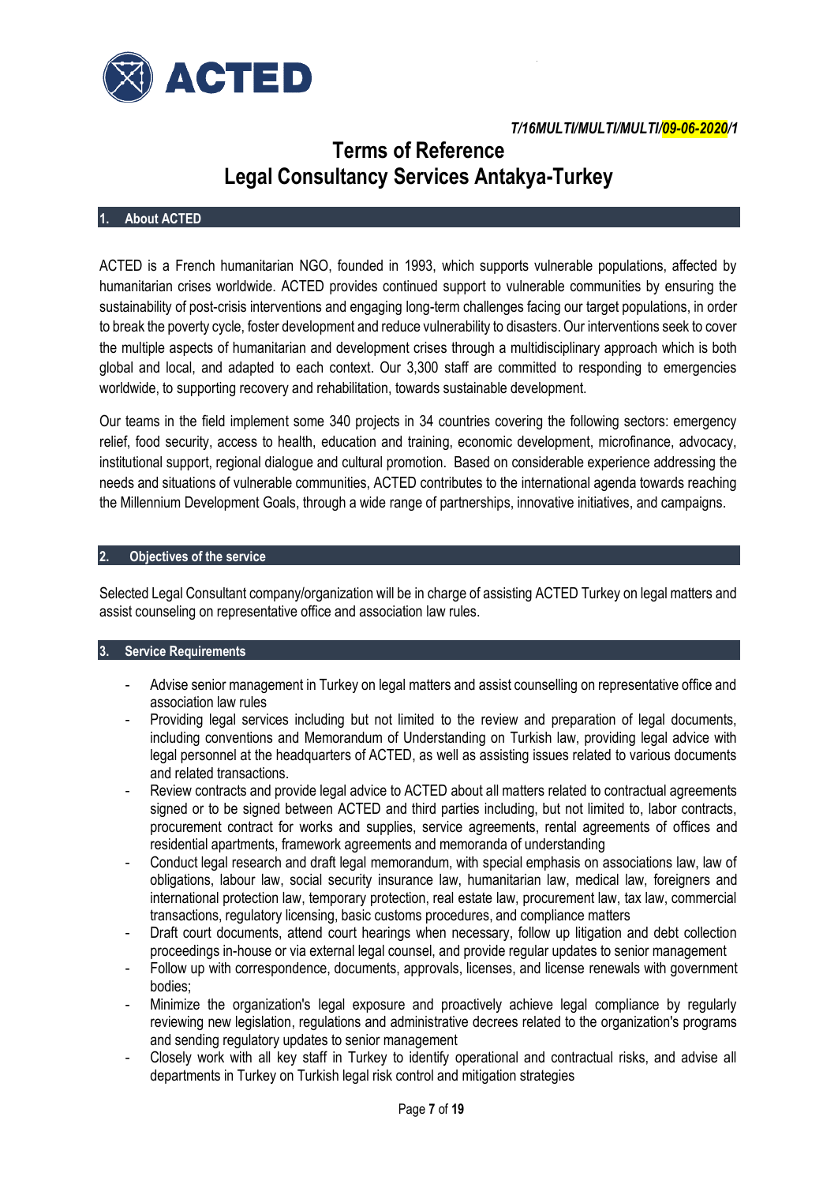ACTED

*T/16MULTI/MULTI/MULTI/09-06-2020/1*

# Terms of Reference
# Legal Consultancy Services Antakya-Turkey

## 1. About ACTED

ACTED is a French humanitarian NGO, founded in 1993, which supports vulnerable populations, affected by humanitarian crises worldwide. ACTED provides continued support to vulnerable communities by ensuring the sustainability of post-crisis interventions and engaging long-term challenges facing our target populations, in order to break the poverty cycle, foster development and reduce vulnerability to disasters. Our interventions seek to cover the multiple aspects of humanitarian and development crises through a multidisciplinary approach which is both global and local, and adapted to each context. Our 3,300 staff are committed to responding to emergencies worldwide, to supporting recovery and rehabilitation, towards sustainable development.

Our teams in the field implement some 340 projects in 34 countries covering the following sectors: emergency relief, food security, access to health, education and training, economic development, microfinance, advocacy, institutional support, regional dialogue and cultural promotion. Based on considerable experience addressing the needs and situations of vulnerable communities, ACTED contributes to the international agenda towards reaching the Millennium Development Goals, through a wide range of partnerships, innovative initiatives, and campaigns.

## 2. Objectives of the service

Selected Legal Consultant company/organization will be in charge of assisting ACTED Turkey on legal matters and assist counseling on representative office and association law rules.

## 3. Service Requirements

- Advise senior management in Turkey on legal matters and assist counselling on representative office and association law rules
- Providing legal services including but not limited to the review and preparation of legal documents, including conventions and Memorandum of Understanding on Turkish law, providing legal advice with legal personnel at the headquarters of ACTED, as well as assisting issues related to various documents and related transactions.
- Review contracts and provide legal advice to ACTED about all matters related to contractual agreements signed or to be signed between ACTED and third parties including, but not limited to, labor contracts, procurement contract for works and supplies, service agreements, rental agreements of offices and residential apartments, framework agreements and memoranda of understanding
- Conduct legal research and draft legal memorandum, with special emphasis on associations law, law of obligations, labour law, social security insurance law, humanitarian law, medical law, foreigners and international protection law, temporary protection, real estate law, procurement law, tax law, commercial transactions, regulatory licensing, basic customs procedures, and compliance matters
- Draft court documents, attend court hearings when necessary, follow up litigation and debt collection proceedings in-house or via external legal counsel, and provide regular updates to senior management
- Follow up with correspondence, documents, approvals, licenses, and license renewals with government bodies;
- Minimize the organization's legal exposure and proactively achieve legal compliance by regularly reviewing new legislation, regulations and administrative decrees related to the organization's programs and sending regulatory updates to senior management
- Closely work with all key staff in Turkey to identify operational and contractual risks, and advise all departments in Turkey on Turkish legal risk control and mitigation strategies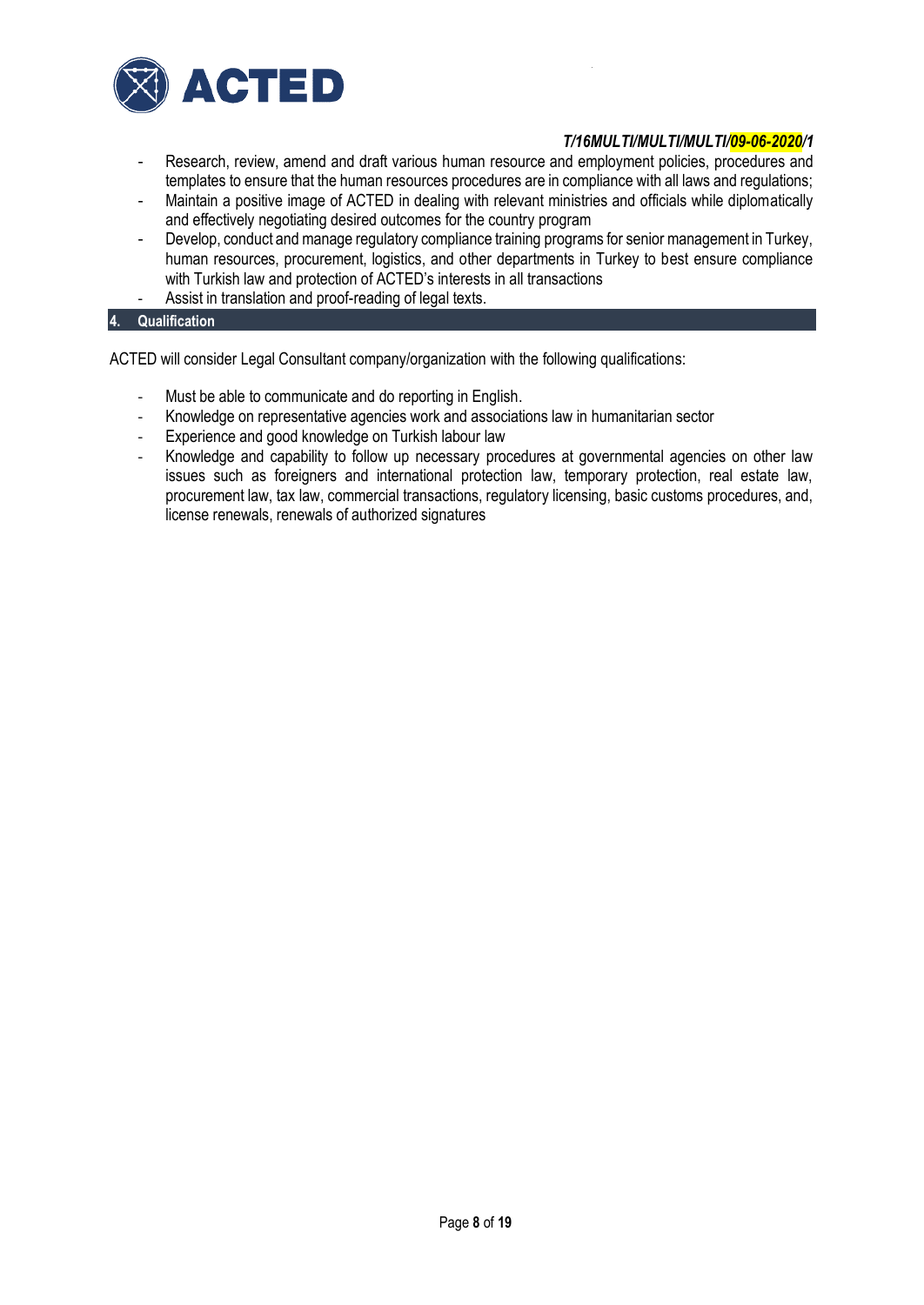- Research, review, amend and draft various human resource and employment policies, procedures and templates to ensure that the human resources procedures are in compliance with all laws and regulations;
- Maintain a positive image of ACTED in dealing with relevant ministries and officials while diplomatically and effectively negotiating desired outcomes for the country program
- Develop, conduct and manage regulatory compliance training programs for senior management in Turkey, human resources, procurement, logistics, and other departments in Turkey to best ensure compliance with Turkish law and protection of ACTED's interests in all transactions
- Assist in translation and proof-reading of legal texts.

## 4. Qualification

ACTED will consider Legal Consultant company/organization with the following qualifications:

- Must be able to communicate and do reporting in English.
- Knowledge on representative agencies work and associations law in humanitarian sector
- Experience and good knowledge on Turkish labour law
- Knowledge and capability to follow up necessary procedures at governmental agencies on other law issues such as foreigners and international protection law, temporary protection, real estate law, procurement law, tax law, commercial transactions, regulatory licensing, basic customs procedures, and, license renewals, renewals of authorized signatures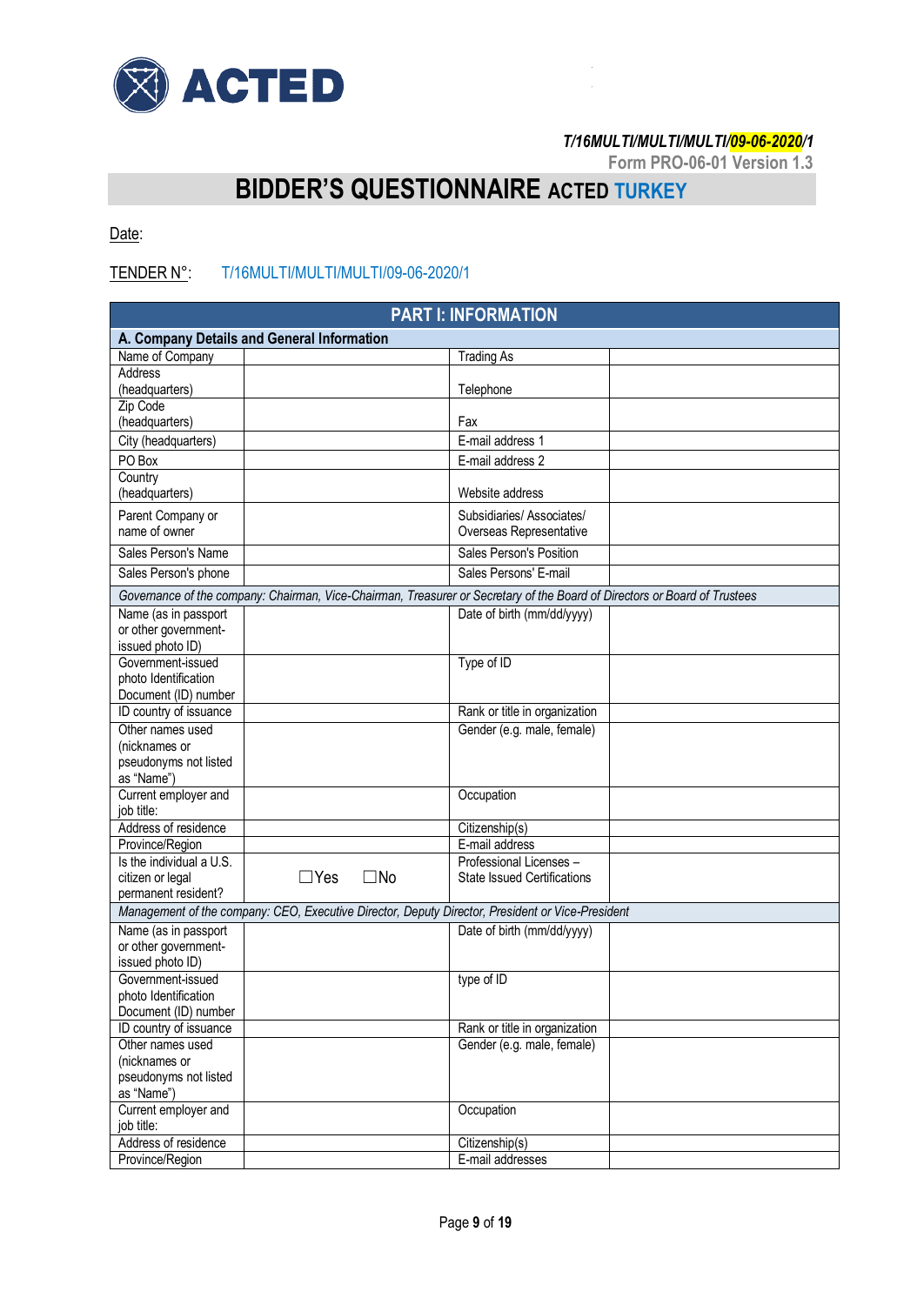ACTED

*T/16MULTI/MULTI/MULTI/09-06-2020/1*

Form PRO-06-01 Version 1.3

# BIDDER'S QUESTIONNAIRE ACTED TURKEY

Date:

TENDER N°: T/16MULTI/MULTI/MULTI/09-06-2020/1

| PART I: INFORMATION | | | |
|---|---|---|---|
| **A. Company Details and General Information** | | | |
| Name of Company | | Trading As | |
| Address (headquarters) | | Telephone | |
| Zip Code (headquarters) | | Fax | |
| City (headquarters) | | E-mail address 1 | |
| PO Box | | E-mail address 2 | |
| Country (headquarters) | | Website address | |
| Parent Company or name of owner | | Subsidiaries/ Associates/ Overseas Representative | |
| Sales Person's Name | | Sales Person's Position | |
| Sales Person's phone | | Sales Persons' E-mail | |
| *Governance of the company: Chairman, Vice-Chairman, Treasurer or Secretary of the Board of Directors or Board of Trustees* | | | |
| Name (as in passport or other government-issued photo ID) | | Date of birth (mm/dd/yyyy) | |
| Government-issued photo Identification Document (ID) number | | Type of ID | |
| ID country of issuance | | Rank or title in organization | |
| Other names used (nicknames or pseudonyms not listed as "Name") | | Gender (e.g. male, female) | |
| Current employer and job title: | | Occupation | |
| Address of residence | | Citizenship(s) | |
| Province/Region | | E-mail address | |
| Is the individual a U.S. citizen or legal permanent resident? | ☐Yes ☐No | Professional Licenses – State Issued Certifications | |
| *Management of the company: CEO, Executive Director, Deputy Director, President or Vice-President* | | | |
| Name (as in passport or other government-issued photo ID) | | Date of birth (mm/dd/yyyy) | |
| Government-issued photo Identification Document (ID) number | | type of ID | |
| ID country of issuance | | Rank or title in organization | |
| Other names used (nicknames or pseudonyms not listed as "Name") | | Gender (e.g. male, female) | |
| Current employer and job title: | | Occupation | |
| Address of residence | | Citizenship(s) | |
| Province/Region | | E-mail addresses | |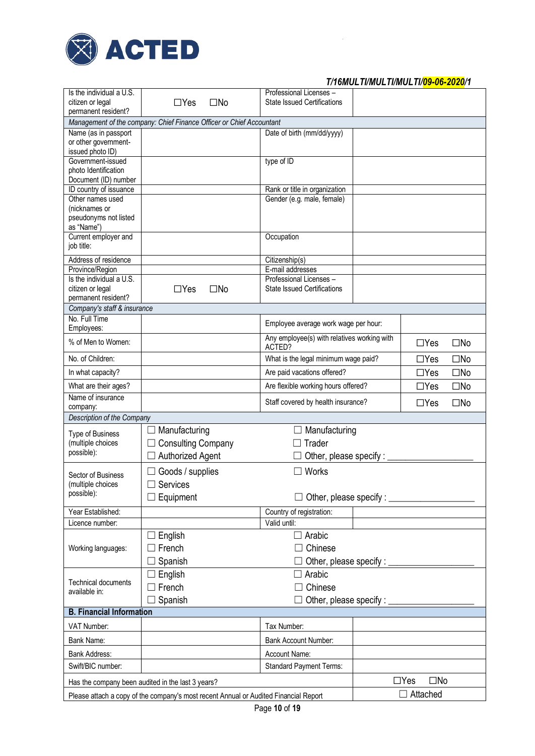T/16MULTI/MULTI/MULTI/09-06-2020/1

| | | | |
|---|---|---|---|
| Is the individual a U.S. citizen or legal permanent resident? | ☐Yes ☐No | Professional Licenses – State Issued Certifications | |
| *Management of the company: Chief Finance Officer or Chief Accountant* | | | |
| Name (as in passport or other government-issued photo ID) | | Date of birth (mm/dd/yyyy) | |
| Government-issued photo Identification Document (ID) number | | type of ID | |
| ID country of issuance | | Rank or title in organization | |
| Other names used (nicknames or pseudonyms not listed as "Name") | | Gender (e.g. male, female) | |
| Current employer and job title: | | Occupation | |
| Address of residence | | Citizenship(s) | |
| Province/Region | | E-mail addresses | |
| Is the individual a U.S. citizen or legal permanent resident? | ☐Yes ☐No | Professional Licenses – State Issued Certifications | |
| *Company's staff & insurance* | | | |
| No. Full Time Employees: | | Employee average work wage per hour: | |
| % of Men to Women: | | Any employee(s) with relatives working with ACTED? | ☐Yes ☐No |
| No. of Children: | | What is the legal minimum wage paid? | ☐Yes ☐No |
| In what capacity? | | Are paid vacations offered? | ☐Yes ☐No |
| What are their ages? | | Are flexible working hours offered? | ☐Yes ☐No |
| Name of insurance company: | | Staff covered by health insurance? | ☐Yes ☐No |
| *Description of the Company* | | | |
| Type of Business (multiple choices possible): | ☐ Manufacturing<br>☐ Consulting Company<br>☐ Authorized Agent | ☐ Manufacturing<br>☐ Trader<br>☐ Other, please specify : \_\_\_\_\_\_\_\_\_\_\_\_ | |
| Sector of Business (multiple choices possible): | ☐ Goods / supplies<br>☐ Services<br>☐ Equipment | ☐ Works<br><br>☐ Other, please specify : \_\_\_\_\_\_\_\_\_\_\_\_ | |
| Year Established: | | Country of registration: | |
| Licence number: | | Valid until: | |
| Working languages: | ☐ English<br>☐ French<br>☐ Spanish | ☐ Arabic<br>☐ Chinese<br>☐ Other, please specify : \_\_\_\_\_\_\_\_\_\_\_\_ | |
| Technical documents available in: | ☐ English<br>☐ French<br>☐ Spanish | ☐ Arabic<br>☐ Chinese<br>☐ Other, please specify : \_\_\_\_\_\_\_\_\_\_\_\_ | |
| **B. Financial Information** | | | |
| VAT Number: | | Tax Number: | |
| Bank Name: | | Bank Account Number: | |
| Bank Address: | | Account Name: | |
| Swift/BIC number: | | Standard Payment Terms: | |
| Has the company been audited in the last 3 years? | | | ☐Yes ☐No |
| Please attach a copy of the company's most recent Annual or Audited Financial Report | | | ☐ Attached |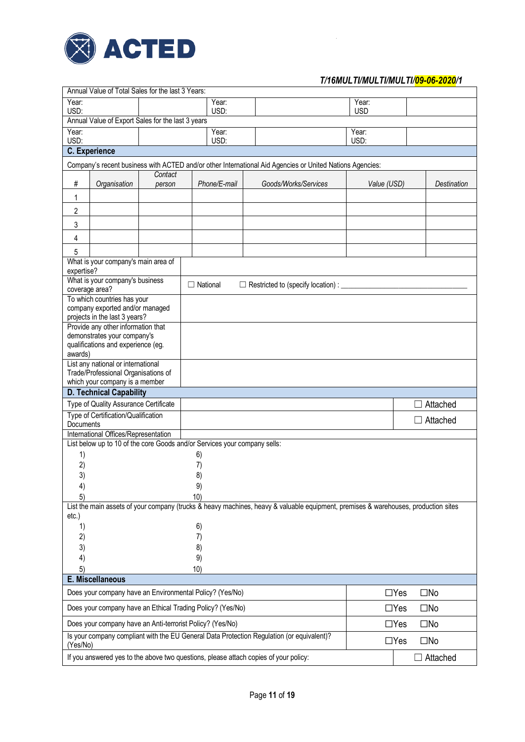T/16MULTI/MULTI/MULTI/09-06-2020/1

| Annual Value of Total Sales for the last 3 Years: | | | | | |
|---|---|---|---|---|---|
| Year: USD: | | Year: USD: | | Year: USD | |
| **Annual Value of Export Sales for the last 3 years** | | | | | |
| Year: USD: | | Year: USD: | | Year: USD: | |

## C. Experience

Company's recent business with ACTED and/or other International Aid Agencies or United Nations Agencies:

| # | *Organisation* | *Contact person* | *Phone/E-mail* | *Goods/Works/Services* | *Value (USD)* | *Destination* |
|---|---|---|---|---|---|---|
| 1 | | | | | | |
| 2 | | | | | | |
| 3 | | | | | | |
| 4 | | | | | | |
| 5 | | | | | | |

| | |
|---|---|
| What is your company's main area of expertise? | |
| What is your company's business coverage area? | ☐ National ☐ Restricted to (specify location) : ______________________________ |
| To which countries has your company exported and/or managed projects in the last 3 years? | |
| Provide any other information that demonstrates your company's qualifications and experience (eg. awards) | |
| List any national or international Trade/Professional Organisations of which your company is a member | |

## D. Technical Capability

| | | |
|---|---|---|
| Type of Quality Assurance Certificate | | ☐ Attached |
| Type of Certification/Qualification Documents | | ☐ Attached |
| International Offices/Representation | | |

List below up to 10 of the core Goods and/or Services your company sells:

| | |
|---|---|
| 1) | 6) |
| 2) | 7) |
| 3) | 8) |
| 4) | 9) |
| 5) | 10) |

List the main assets of your company (trucks & heavy machines, heavy & valuable equipment, premises & warehouses, production sites etc.)

| | |
|---|---|
| 1) | 6) |
| 2) | 7) |
| 3) | 8) |
| 4) | 9) |
| 5) | 10) |

## E. Miscellaneous

| | |
|---|---|
| Does your company have an Environmental Policy? (Yes/No) | ☐Yes ☐No |
| Does your company have an Ethical Trading Policy? (Yes/No) | ☐Yes ☐No |
| Does your company have an Anti-terrorist Policy? (Yes/No) | ☐Yes ☐No |
| Is your company compliant with the EU General Data Protection Regulation (or equivalent)? (Yes/No) | ☐Yes ☐No |
| If you answered yes to the above two questions, please attach copies of your policy: | ☐ Attached |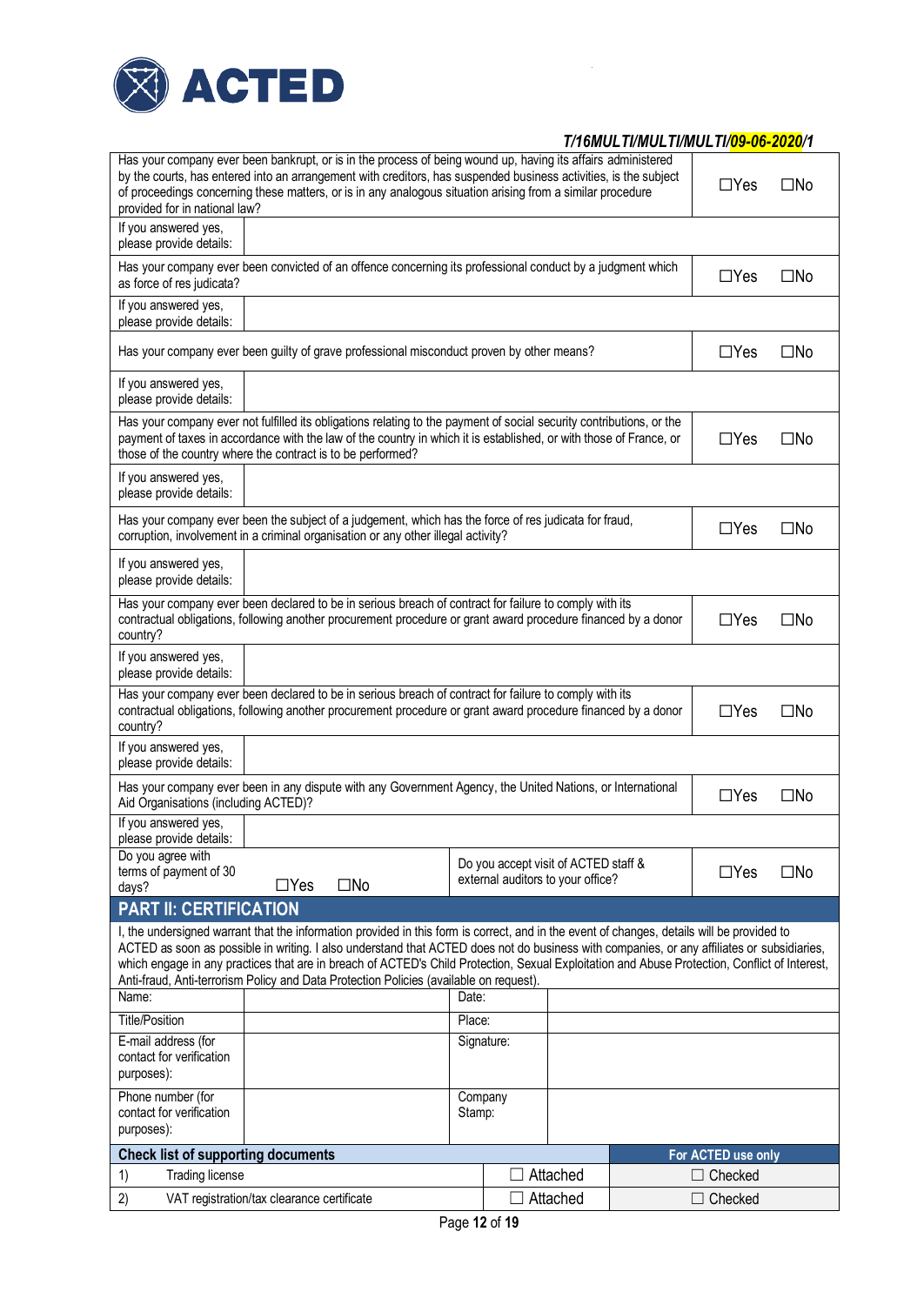T/16MULTI/MULTI/MULTI/09-06-2020/1

| Question | | |
|---|---|---|
| Has your company ever been bankrupt, or is in the process of being wound up, having its affairs administered by the courts, has entered into an arrangement with creditors, has suspended business activities, is the subject of proceedings concerning these matters, or is in any analogous situation arising from a similar procedure provided for in national law? | ☐Yes | ☐No |
| If you answered yes, please provide details: | | |
| Has your company ever been convicted of an offence concerning its professional conduct by a judgment which as force of res judicata? | ☐Yes | ☐No |
| If you answered yes, please provide details: | | |
| Has your company ever been guilty of grave professional misconduct proven by other means? | ☐Yes | ☐No |
| If you answered yes, please provide details: | | |
| Has your company ever not fulfilled its obligations relating to the payment of social security contributions, or the payment of taxes in accordance with the law of the country in which it is established, or with those of France, or those of the country where the contract is to be performed? | ☐Yes | ☐No |
| If you answered yes, please provide details: | | |
| Has your company ever been the subject of a judgement, which has the force of res judicata for fraud, corruption, involvement in a criminal organisation or any other illegal activity? | ☐Yes | ☐No |
| If you answered yes, please provide details: | | |
| Has your company ever been declared to be in serious breach of contract for failure to comply with its contractual obligations, following another procurement procedure or grant award procedure financed by a donor country? | ☐Yes | ☐No |
| If you answered yes, please provide details: | | |
| Has your company ever been declared to be in serious breach of contract for failure to comply with its contractual obligations, following another procurement procedure or grant award procedure financed by a donor country? | ☐Yes | ☐No |
| If you answered yes, please provide details: | | |
| Has your company ever been in any dispute with any Government Agency, the United Nations, or International Aid Organisations (including ACTED)? | ☐Yes | ☐No |
| If you answered yes, please provide details: | | |

| Do you agree with terms of payment of 30 days? | ☐Yes ☐No | Do you accept visit of ACTED staff & external auditors to your office? | ☐Yes ☐No |
|---|---|---|---|

## PART II: CERTIFICATION

I, the undersigned warrant that the information provided in this form is correct, and in the event of changes, details will be provided to ACTED as soon as possible in writing. I also understand that ACTED does not do business with companies, or any affiliates or subsidiaries, which engage in any practices that are in breach of ACTED's Child Protection, Sexual Exploitation and Abuse Protection, Conflict of Interest, Anti-fraud, Anti-terrorism Policy and Data Protection Policies (available on request).

| | | | |
|---|---|---|---|
| Name: | | Date: | |
| Title/Position | | Place: | |
| E-mail address (for contact for verification purposes): | | Signature: | |
| Phone number (for contact for verification purposes): | | Company Stamp: | |

| Check list of supporting documents | | For ACTED use only |
|---|---|---|
| 1) Trading license | ☐ Attached | ☐ Checked |
| 2) VAT registration/tax clearance certificate | ☐ Attached | ☐ Checked |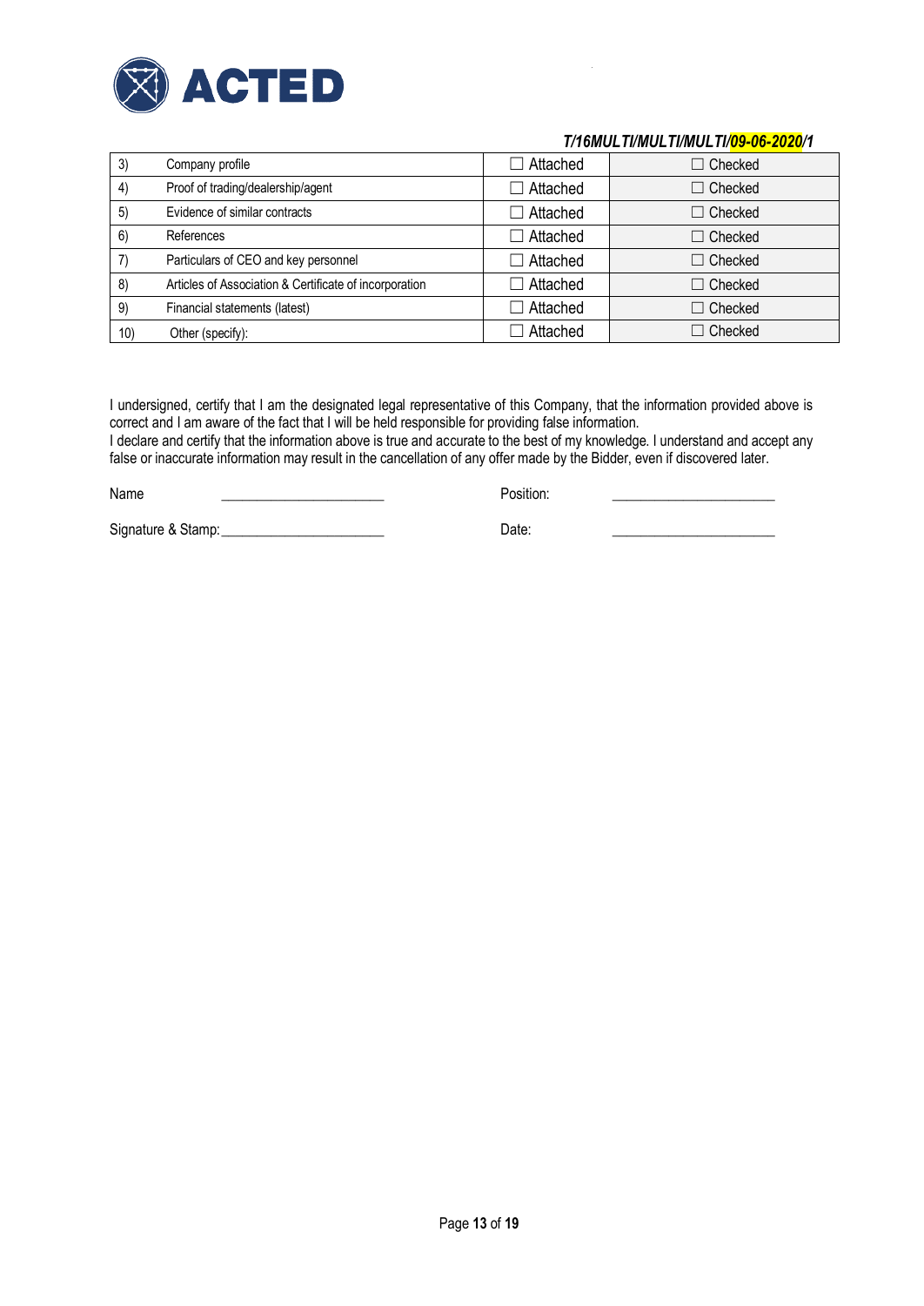T/16MULTI/MULTI/MULTI/09-06-2020/1

| | | | |
|---|---|---|---|
| 3) | Company profile | ☐ Attached | ☐ Checked |
| 4) | Proof of trading/dealership/agent | ☐ Attached | ☐ Checked |
| 5) | Evidence of similar contracts | ☐ Attached | ☐ Checked |
| 6) | References | ☐ Attached | ☐ Checked |
| 7) | Particulars of CEO and key personnel | ☐ Attached | ☐ Checked |
| 8) | Articles of Association & Certificate of incorporation | ☐ Attached | ☐ Checked |
| 9) | Financial statements (latest) | ☐ Attached | ☐ Checked |
| 10) | Other (specify): | ☐ Attached | ☐ Checked |

I undersigned, certify that I am the designated legal representative of this Company, that the information provided above is correct and I am aware of the fact that I will be held responsible for providing false information.
I declare and certify that the information above is true and accurate to the best of my knowledge. I understand and accept any false or inaccurate information may result in the cancellation of any offer made by the Bidder, even if discovered later.

Name ______________________ Position: ______________________

Signature & Stamp: ______________________ Date: ______________________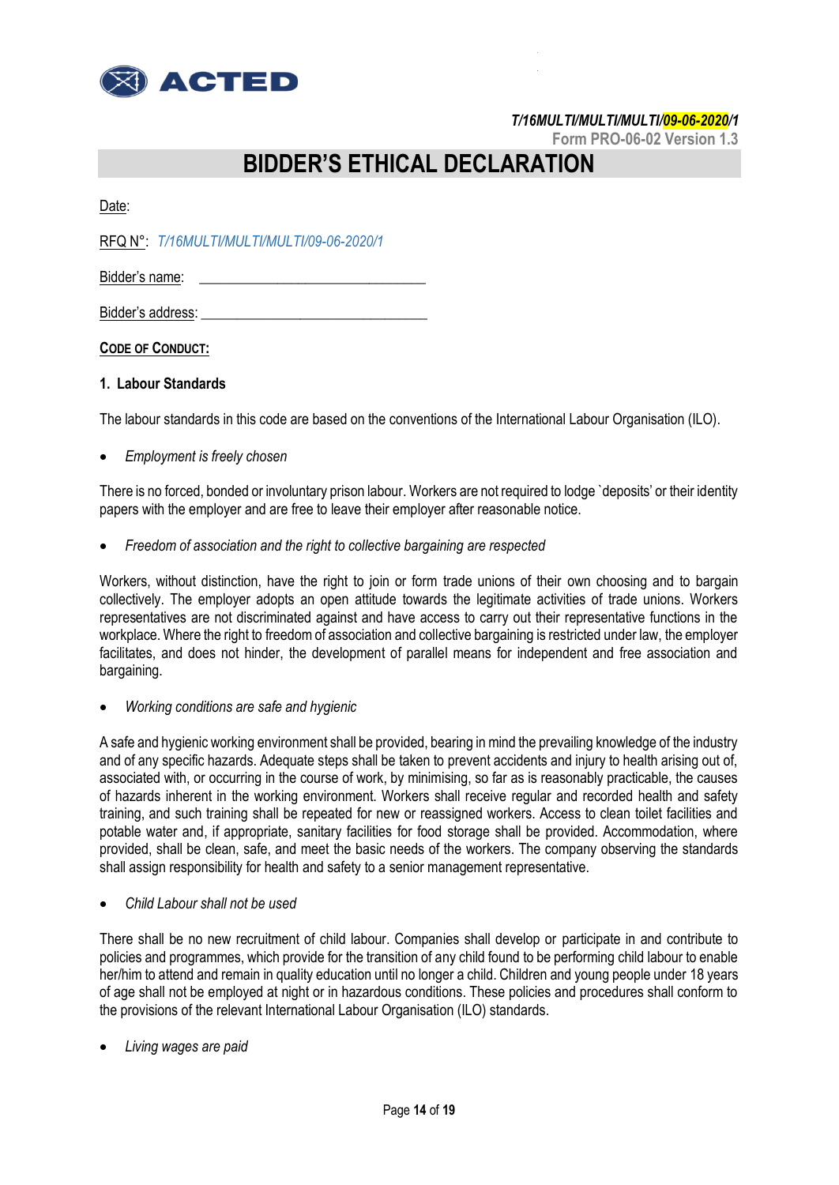T/16MULTI/MULTI/MULTI/09-06-2020/1
Form PRO-06-02 Version 1.3

# BIDDER'S ETHICAL DECLARATION

Date:

RFQ N°: *T/16MULTI/MULTI/MULTI/09-06-2020/1*

Bidder's name: ________________________________

Bidder's address: ________________________________

**CODE OF CONDUCT:**

**1. Labour Standards**

The labour standards in this code are based on the conventions of the International Labour Organisation (ILO).

- *Employment is freely chosen*

There is no forced, bonded or involuntary prison labour. Workers are not required to lodge `deposits' or their identity papers with the employer and are free to leave their employer after reasonable notice.

- *Freedom of association and the right to collective bargaining are respected*

Workers, without distinction, have the right to join or form trade unions of their own choosing and to bargain collectively. The employer adopts an open attitude towards the legitimate activities of trade unions. Workers representatives are not discriminated against and have access to carry out their representative functions in the workplace. Where the right to freedom of association and collective bargaining is restricted under law, the employer facilitates, and does not hinder, the development of parallel means for independent and free association and bargaining.

- *Working conditions are safe and hygienic*

A safe and hygienic working environment shall be provided, bearing in mind the prevailing knowledge of the industry and of any specific hazards. Adequate steps shall be taken to prevent accidents and injury to health arising out of, associated with, or occurring in the course of work, by minimising, so far as is reasonably practicable, the causes of hazards inherent in the working environment. Workers shall receive regular and recorded health and safety training, and such training shall be repeated for new or reassigned workers. Access to clean toilet facilities and potable water and, if appropriate, sanitary facilities for food storage shall be provided. Accommodation, where provided, shall be clean, safe, and meet the basic needs of the workers. The company observing the standards shall assign responsibility for health and safety to a senior management representative.

- *Child Labour shall not be used*

There shall be no new recruitment of child labour. Companies shall develop or participate in and contribute to policies and programmes, which provide for the transition of any child found to be performing child labour to enable her/him to attend and remain in quality education until no longer a child. Children and young people under 18 years of age shall not be employed at night or in hazardous conditions. These policies and procedures shall conform to the provisions of the relevant International Labour Organisation (ILO) standards.

- *Living wages are paid*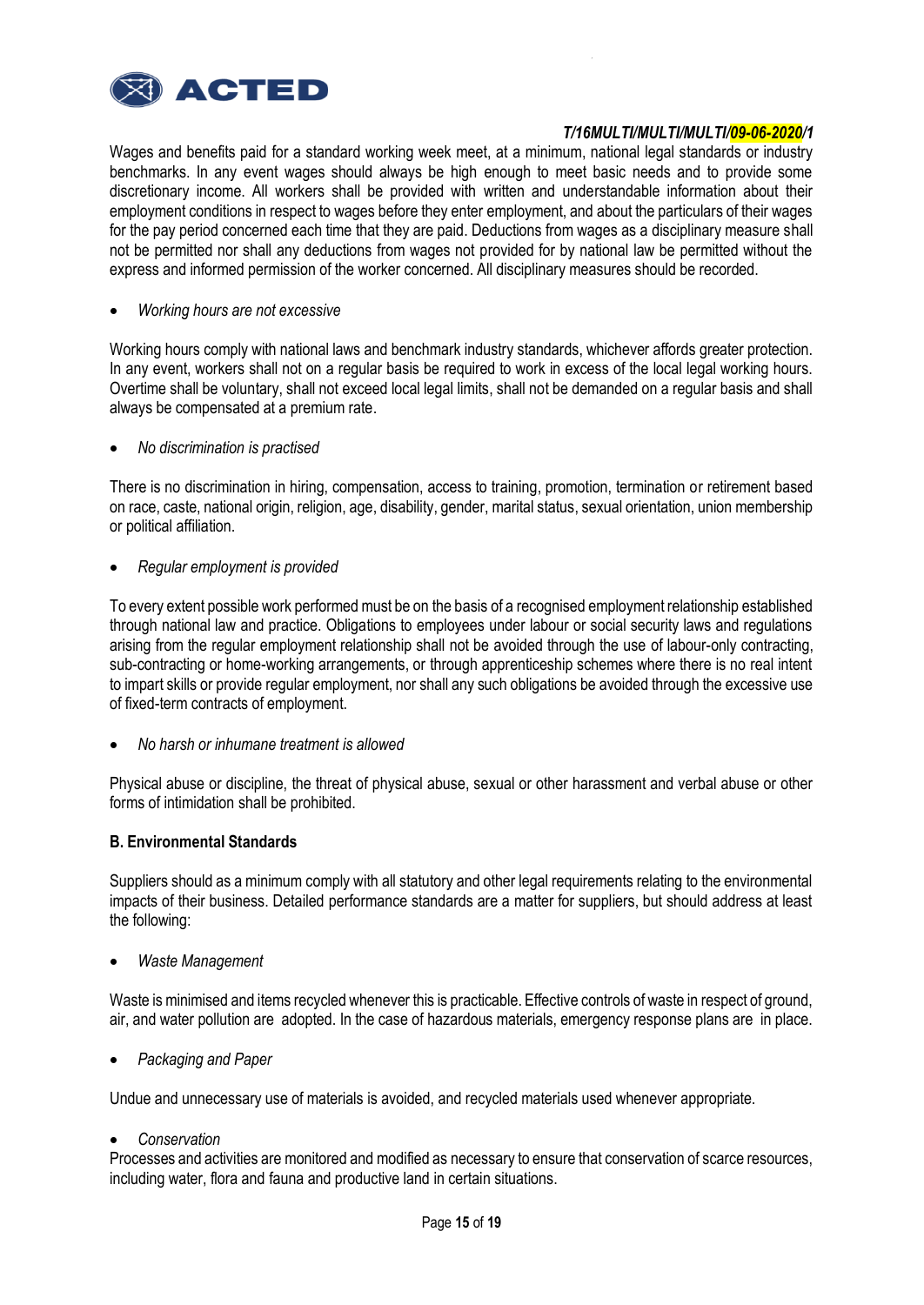Wages and benefits paid for a standard working week meet, at a minimum, national legal standards or industry benchmarks. In any event wages should always be high enough to meet basic needs and to provide some discretionary income. All workers shall be provided with written and understandable information about their employment conditions in respect to wages before they enter employment, and about the particulars of their wages for the pay period concerned each time that they are paid. Deductions from wages as a disciplinary measure shall not be permitted nor shall any deductions from wages not provided for by national law be permitted without the express and informed permission of the worker concerned. All disciplinary measures should be recorded.

- *Working hours are not excessive*

Working hours comply with national laws and benchmark industry standards, whichever affords greater protection. In any event, workers shall not on a regular basis be required to work in excess of the local legal working hours. Overtime shall be voluntary, shall not exceed local legal limits, shall not be demanded on a regular basis and shall always be compensated at a premium rate.

- *No discrimination is practised*

There is no discrimination in hiring, compensation, access to training, promotion, termination or retirement based on race, caste, national origin, religion, age, disability, gender, marital status, sexual orientation, union membership or political affiliation.

- *Regular employment is provided*

To every extent possible work performed must be on the basis of a recognised employment relationship established through national law and practice. Obligations to employees under labour or social security laws and regulations arising from the regular employment relationship shall not be avoided through the use of labour-only contracting, sub-contracting or home-working arrangements, or through apprenticeship schemes where there is no real intent to impart skills or provide regular employment, nor shall any such obligations be avoided through the excessive use of fixed-term contracts of employment.

- *No harsh or inhumane treatment is allowed*

Physical abuse or discipline, the threat of physical abuse, sexual or other harassment and verbal abuse or other forms of intimidation shall be prohibited.

**B. Environmental Standards**

Suppliers should as a minimum comply with all statutory and other legal requirements relating to the environmental impacts of their business. Detailed performance standards are a matter for suppliers, but should address at least the following:

- *Waste Management*

Waste is minimised and items recycled whenever this is practicable. Effective controls of waste in respect of ground, air, and water pollution are adopted. In the case of hazardous materials, emergency response plans are in place.

- *Packaging and Paper*

Undue and unnecessary use of materials is avoided, and recycled materials used whenever appropriate.

- *Conservation*

Processes and activities are monitored and modified as necessary to ensure that conservation of scarce resources, including water, flora and fauna and productive land in certain situations.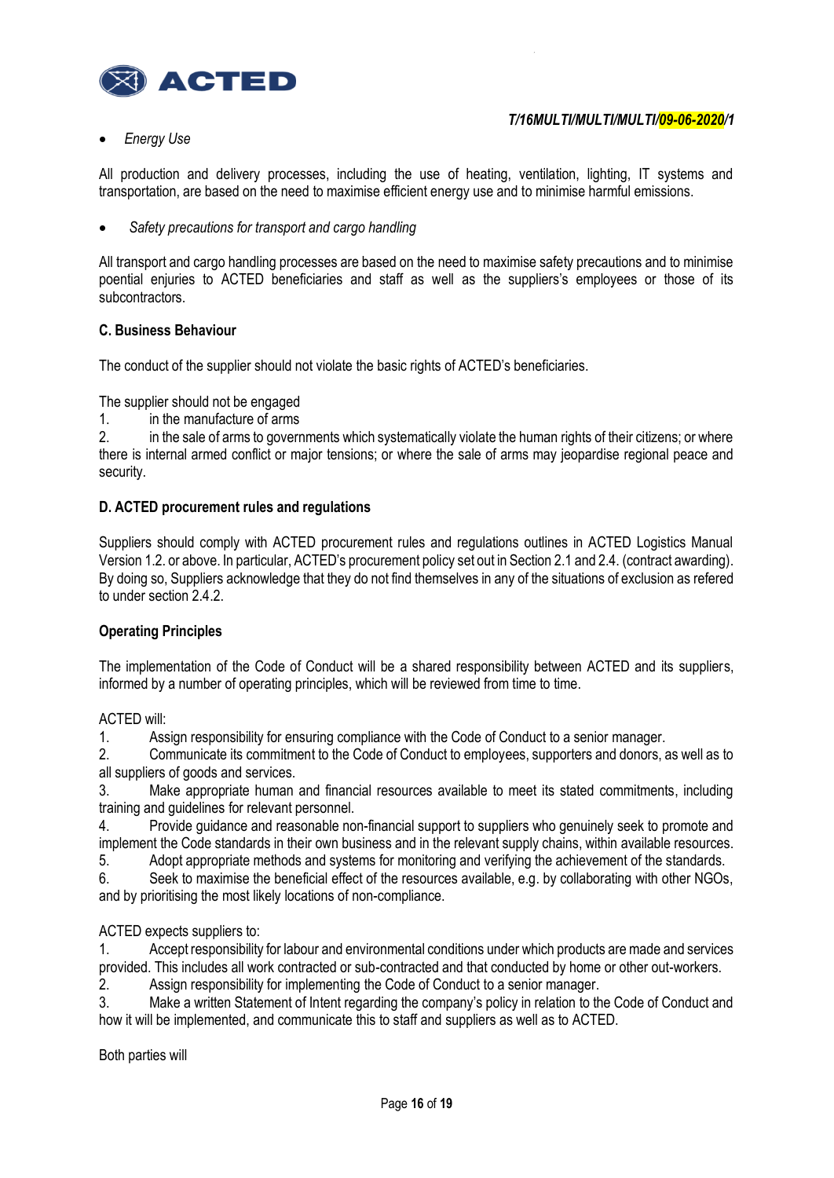- *Energy Use*

All production and delivery processes, including the use of heating, ventilation, lighting, IT systems and transportation, are based on the need to maximise efficient energy use and to minimise harmful emissions.

- *Safety precautions for transport and cargo handling*

All transport and cargo handling processes are based on the need to maximise safety precautions and to minimise poential enjuries to ACTED beneficiaries and staff as well as the suppliers's employees or those of its subcontractors.

**C. Business Behaviour**

The conduct of the supplier should not violate the basic rights of ACTED's beneficiaries.

The supplier should not be engaged

1. in the manufacture of arms
2. in the sale of arms to governments which systematically violate the human rights of their citizens; or where there is internal armed conflict or major tensions; or where the sale of arms may jeopardise regional peace and security.

**D. ACTED procurement rules and regulations**

Suppliers should comply with ACTED procurement rules and regulations outlines in ACTED Logistics Manual Version 1.2. or above. In particular, ACTED's procurement policy set out in Section 2.1 and 2.4. (contract awarding). By doing so, Suppliers acknowledge that they do not find themselves in any of the situations of exclusion as refered to under section 2.4.2.

**Operating Principles**

The implementation of the Code of Conduct will be a shared responsibility between ACTED and its suppliers, informed by a number of operating principles, which will be reviewed from time to time.

ACTED will:

1. Assign responsibility for ensuring compliance with the Code of Conduct to a senior manager.
2. Communicate its commitment to the Code of Conduct to employees, supporters and donors, as well as to all suppliers of goods and services.
3. Make appropriate human and financial resources available to meet its stated commitments, including training and guidelines for relevant personnel.
4. Provide guidance and reasonable non-financial support to suppliers who genuinely seek to promote and implement the Code standards in their own business and in the relevant supply chains, within available resources.
5. Adopt appropriate methods and systems for monitoring and verifying the achievement of the standards.
6. Seek to maximise the beneficial effect of the resources available, e.g. by collaborating with other NGOs, and by prioritising the most likely locations of non-compliance.

ACTED expects suppliers to:

1. Accept responsibility for labour and environmental conditions under which products are made and services provided. This includes all work contracted or sub-contracted and that conducted by home or other out-workers.
2. Assign responsibility for implementing the Code of Conduct to a senior manager.
3. Make a written Statement of Intent regarding the company's policy in relation to the Code of Conduct and how it will be implemented, and communicate this to staff and suppliers as well as to ACTED.

Both parties will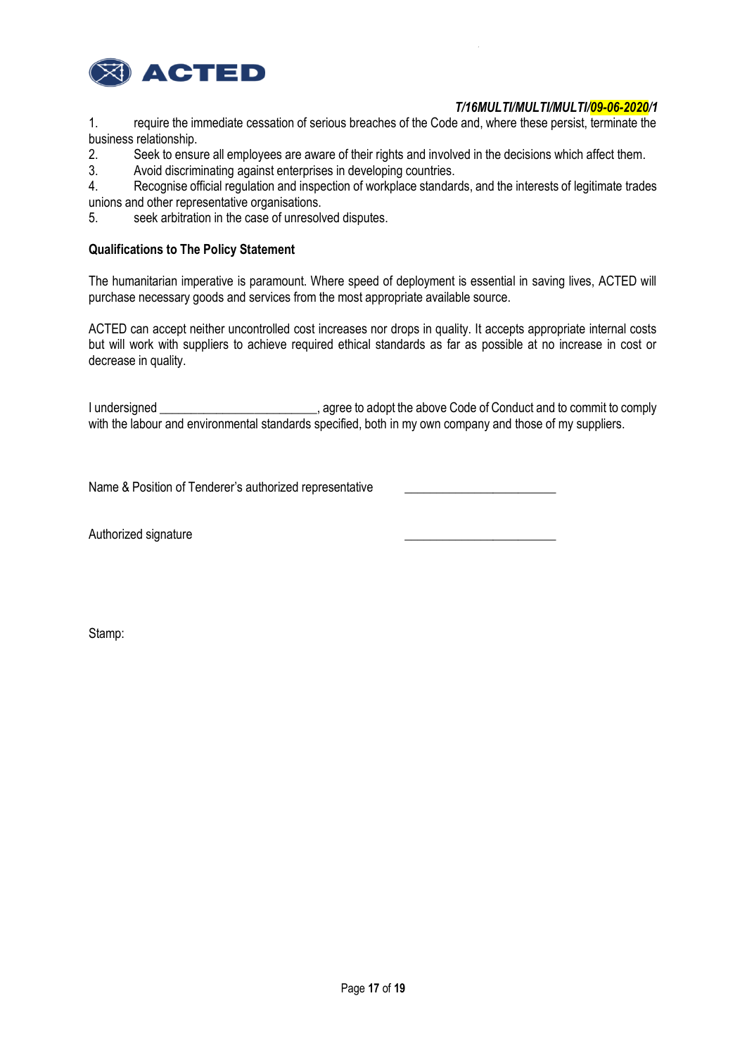1. require the immediate cessation of serious breaches of the Code and, where these persist, terminate the business relationship.
2. Seek to ensure all employees are aware of their rights and involved in the decisions which affect them.
3. Avoid discriminating against enterprises in developing countries.
4. Recognise official regulation and inspection of workplace standards, and the interests of legitimate trades unions and other representative organisations.
5. seek arbitration in the case of unresolved disputes.

**Qualifications to The Policy Statement**

The humanitarian imperative is paramount. Where speed of deployment is essential in saving lives, ACTED will purchase necessary goods and services from the most appropriate available source.

ACTED can accept neither uncontrolled cost increases nor drops in quality. It accepts appropriate internal costs but will work with suppliers to achieve required ethical standards as far as possible at no increase in cost or decrease in quality.

I undersigned _________________________, agree to adopt the above Code of Conduct and to commit to comply with the labour and environmental standards specified, both in my own company and those of my suppliers.

Name & Position of Tenderer's authorized representative _________________________

Authorized signature _________________________

Stamp: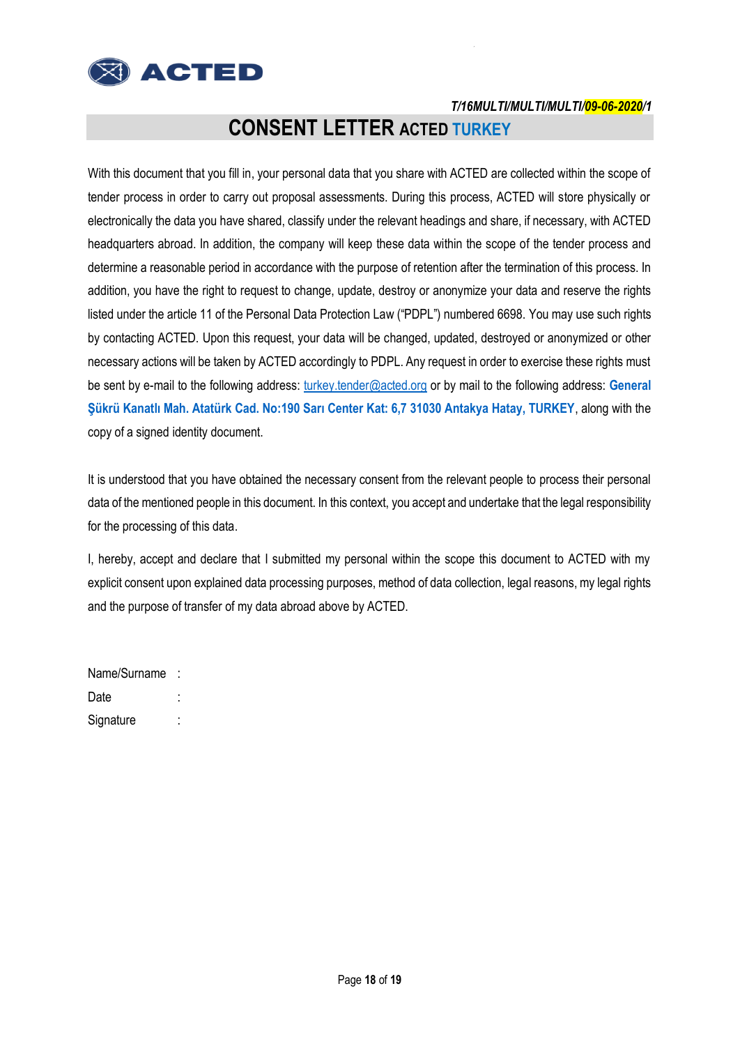T/16MULTI/MULTI/MULTI/09-06-2020/1

# CONSENT LETTER ACTED TURKEY

With this document that you fill in, your personal data that you share with ACTED are collected within the scope of tender process in order to carry out proposal assessments. During this process, ACTED will store physically or electronically the data you have shared, classify under the relevant headings and share, if necessary, with ACTED headquarters abroad. In addition, the company will keep these data within the scope of the tender process and determine a reasonable period in accordance with the purpose of retention after the termination of this process. In addition, you have the right to request to change, update, destroy or anonymize your data and reserve the rights listed under the article 11 of the Personal Data Protection Law ("PDPL") numbered 6698. You may use such rights by contacting ACTED. Upon this request, your data will be changed, updated, destroyed or anonymized or other necessary actions will be taken by ACTED accordingly to PDPL. Any request in order to exercise these rights must be sent by e-mail to the following address: turkey.tender@acted.org or by mail to the following address: **General Şükrü Kanatlı Mah. Atatürk Cad. No:190 Sarı Center Kat: 6,7 31030 Antakya Hatay, TURKEY**, along with the copy of a signed identity document.

It is understood that you have obtained the necessary consent from the relevant people to process their personal data of the mentioned people in this document. In this context, you accept and undertake that the legal responsibility for the processing of this data.

I, hereby, accept and declare that I submitted my personal within the scope this document to ACTED with my explicit consent upon explained data processing purposes, method of data collection, legal reasons, my legal rights and the purpose of transfer of my data abroad above by ACTED.

Name/Surname :

Date :

Signature :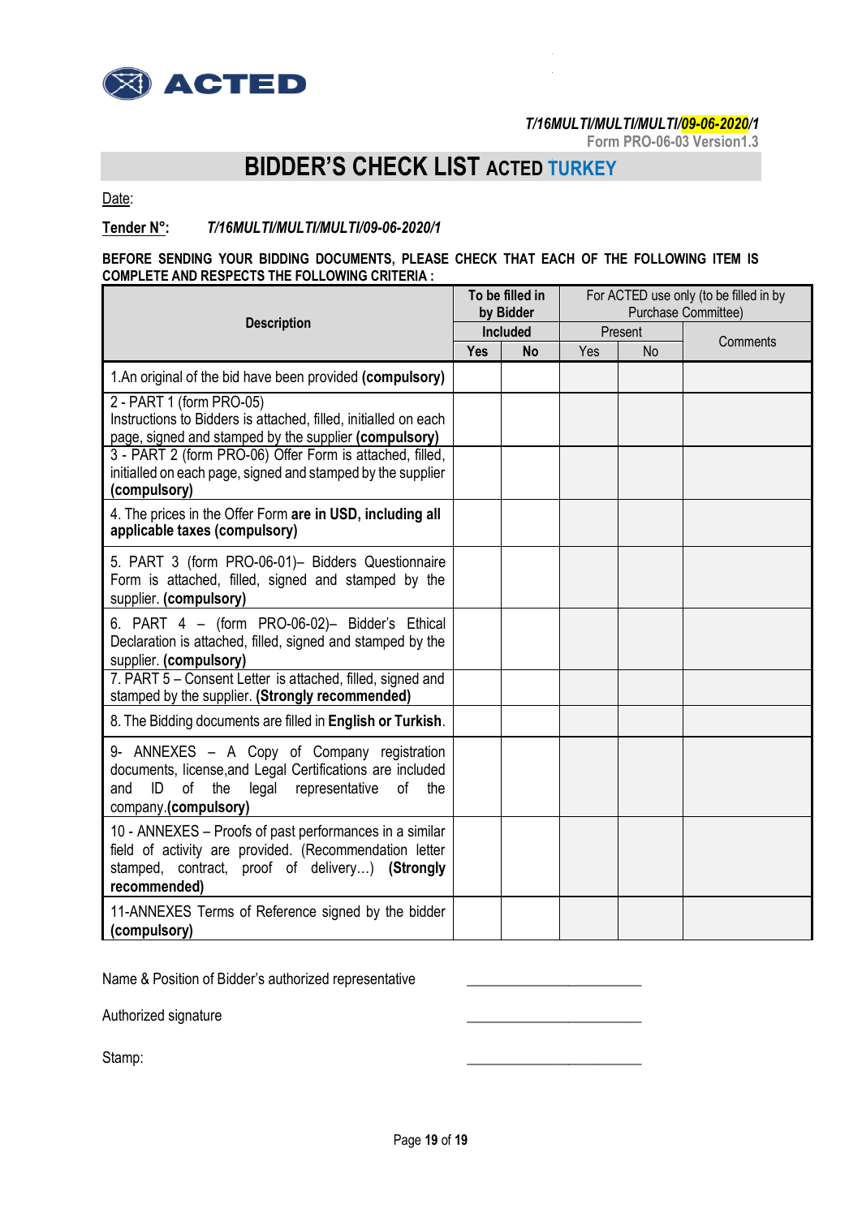**ACTED**

***T/16MULTI/MULTI/MULTI/09-06-2020/1***

Form PRO-06-03 Version1.3

# BIDDER'S CHECK LIST ACTED TURKEY

Date:

**Tender N°:** ***T/16MULTI/MULTI/MULTI/09-06-2020/1***

**BEFORE SENDING YOUR BIDDING DOCUMENTS, PLEASE CHECK THAT EACH OF THE FOLLOWING ITEM IS COMPLETE AND RESPECTS THE FOLLOWING CRITERIA :**

| Description | To be filled in by Bidder | | For ACTED use only (to be filled in by Purchase Committee) | | |
|---|---|---|---|---|---|
| | Included | | Present | | Comments |
| | Yes | No | Yes | No | |
| 1.An original of the bid have been provided **(compulsory)** | | | | | |
| 2 - PART 1 (form PRO-05) Instructions to Bidders is attached, filled, initialled on each page, signed and stamped by the supplier **(compulsory)** | | | | | |
| 3 - PART 2 (form PRO-06) Offer Form is attached, filled, initialled on each page, signed and stamped by the supplier **(compulsory)** | | | | | |
| 4. The prices in the Offer Form **are in USD, including all applicable taxes (compulsory)** | | | | | |
| 5. PART 3 (form PRO-06-01)– Bidders Questionnaire Form is attached, filled, signed and stamped by the supplier. **(compulsory)** | | | | | |
| 6. PART 4 – (form PRO-06-02)– Bidder's Ethical Declaration is attached, filled, signed and stamped by the supplier. **(compulsory)** | | | | | |
| 7. PART 5 – Consent Letter is attached, filled, signed and stamped by the supplier. **(Strongly recommended)** | | | | | |
| 8. The Bidding documents are filled in **English or Turkish**. | | | | | |
| 9- ANNEXES – A Copy of Company registration documents, license,and Legal Certifications are included and ID of the legal representative of the company.**(compulsory)** | | | | | |
| 10 - ANNEXES – Proofs of past performances in a similar field of activity are provided. (Recommendation letter stamped, contract, proof of delivery…) **(Strongly recommended)** | | | | | |
| 11-ANNEXES Terms of Reference signed by the bidder **(compulsory)** | | | | | |

Name & Position of Bidder's authorized representative \_\_\_\_\_\_\_\_\_\_\_\_\_\_\_\_\_\_\_\_\_\_\_\_

Authorized signature \_\_\_\_\_\_\_\_\_\_\_\_\_\_\_\_\_\_\_\_\_\_\_\_

Stamp: \_\_\_\_\_\_\_\_\_\_\_\_\_\_\_\_\_\_\_\_\_\_\_\_